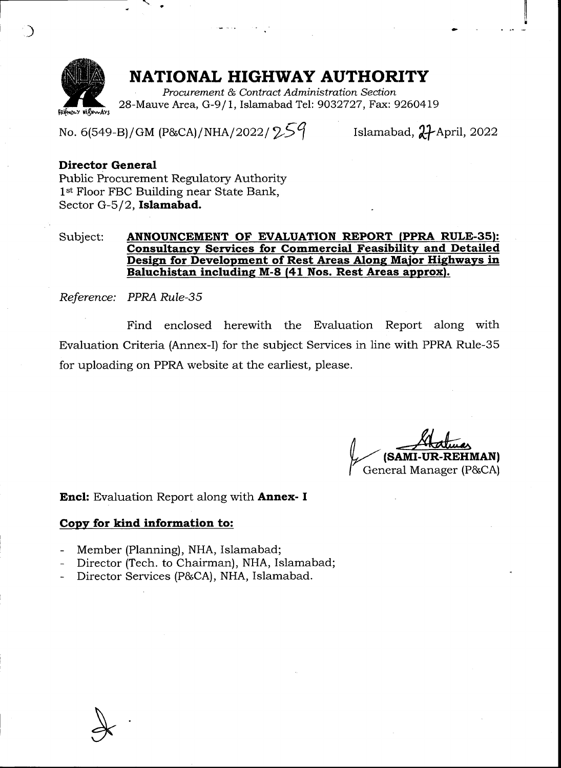# NATIONAL HIGHWAY AUTHORITY

*Procurement & Contract Administration Section*
28-Mauve Area, G-9/1, Islamabad Tel: 9032727, Fax: 9260419

FRIENDLY HIGHWAYS

No. 6(549-B)/GM (P&CA)/NHA/2022/259 Islamabad, 27 April, 2022

**Director General**
Public Procurement Regulatory Authority
1st Floor FBC Building near State Bank,
Sector G-5/2, **Islamabad.**

Subject: **ANNOUNCEMENT OF EVALUATION REPORT (PPRA RULE-35): Consultancy Services for Commercial Feasibility and Detailed Design for Development of Rest Areas Along Major Highways in Baluchistan including M-8 (41 Nos. Rest Areas approx).**

*Reference: PPRA Rule-35*

Find enclosed herewith the Evaluation Report along with Evaluation Criteria (Annex-I) for the subject Services in line with PPRA Rule-35 for uploading on PPRA website at the earliest, please.

**(SAMI-UR-REHMAN)**
General Manager (P&CA)

**Encl:** Evaluation Report along with **Annex- I**

**Copy for kind information to:**

- Member (Planning), NHA, Islamabad;
- Director (Tech. to Chairman), NHA, Islamabad;
- Director Services (P&CA), NHA, Islamabad.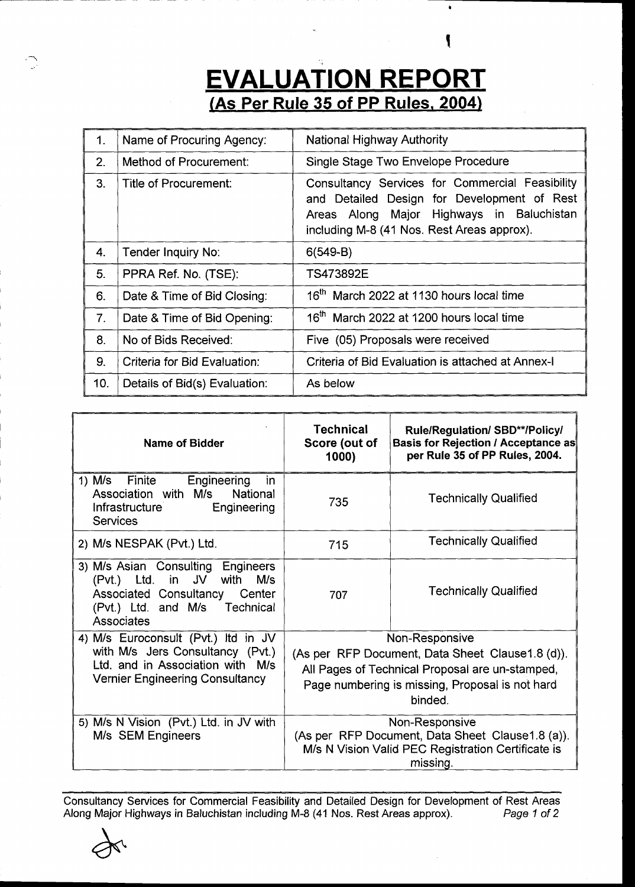# EVALUATION REPORT
## (As Per Rule 35 of PP Rules, 2004)

| | | |
|---|---|---|
| 1. | Name of Procuring Agency: | National Highway Authority |
| 2. | Method of Procurement: | Single Stage Two Envelope Procedure |
| 3. | Title of Procurement: | Consultancy Services for Commercial Feasibility and Detailed Design for Development of Rest Areas Along Major Highways in Baluchistan including M-8 (41 Nos. Rest Areas approx). |
| 4. | Tender Inquiry No: | 6(549-B) |
| 5. | PPRA Ref. No. (TSE): | TS473892E |
| 6. | Date & Time of Bid Closing: | 16th March 2022 at 1130 hours local time |
| 7. | Date & Time of Bid Opening: | 16th March 2022 at 1200 hours local time |
| 8. | No of Bids Received: | Five (05) Proposals were received |
| 9. | Criteria for Bid Evaluation: | Criteria of Bid Evaluation is attached at Annex-I |
| 10. | Details of Bid(s) Evaluation: | As below |

| Name of Bidder | Technical Score (out of 1000) | Rule/Regulation/ SBD**/Policy/ Basis for Rejection / Acceptance as per Rule 35 of PP Rules, 2004. |
|---|---|---|
| 1) M/s Finite Engineering in Association with M/s National Infrastructure Engineering Services | 735 | Technically Qualified |
| 2) M/s NESPAK (Pvt.) Ltd. | 715 | Technically Qualified |
| 3) M/s Asian Consulting Engineers (Pvt.) Ltd. in JV with M/s Associated Consultancy Center (Pvt.) Ltd. and M/s Technical Associates | 707 | Technically Qualified |
| 4) M/s Euroconsult (Pvt.) ltd in JV with M/s Jers Consultancy (Pvt.) Ltd. and in Association with M/s Vernier Engineering Consultancy | Non-Responsive (As per RFP Document, Data Sheet Clause1.8 (d)). All Pages of Technical Proposal are un-stamped, Page numbering is missing, Proposal is not hard binded. | |
| 5) M/s N Vision (Pvt.) Ltd. in JV with M/s SEM Engineers | Non-Responsive (As per RFP Document, Data Sheet Clause1.8 (a)). M/s N Vision Valid PEC Registration Certificate is missing. | |

Consultancy Services for Commercial Feasibility and Detailed Design for Development of Rest Areas Along Major Highways in Baluchistan including M-8 (41 Nos. Rest Areas approx).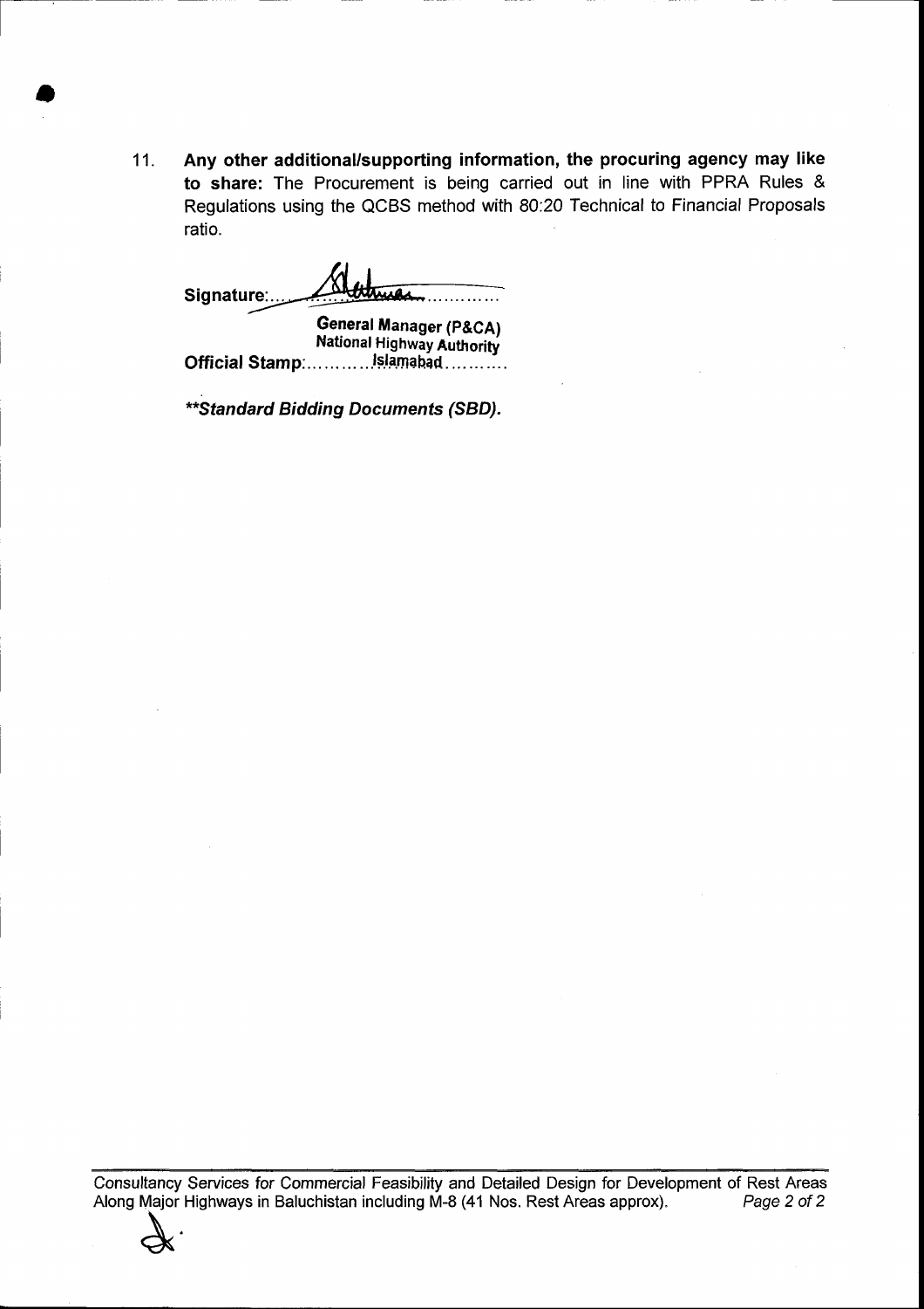11. **Any other additional/supporting information, the procuring agency may like to share:** The Procurement is being carried out in line with PPRA Rules & Regulations using the QCBS method with 80:20 Technical to Financial Proposals ratio.

**Signature:**...................................

**General Manager (P&CA)**
**National Highway Authority**
**Official Stamp:**...........**Islamabad**...........

***\*\*Standard Bidding Documents (SBD).***

Consultancy Services for Commercial Feasibility and Detailed Design for Development of Rest Areas Along Major Highways in Baluchistan including M-8 (41 Nos. Rest Areas approx).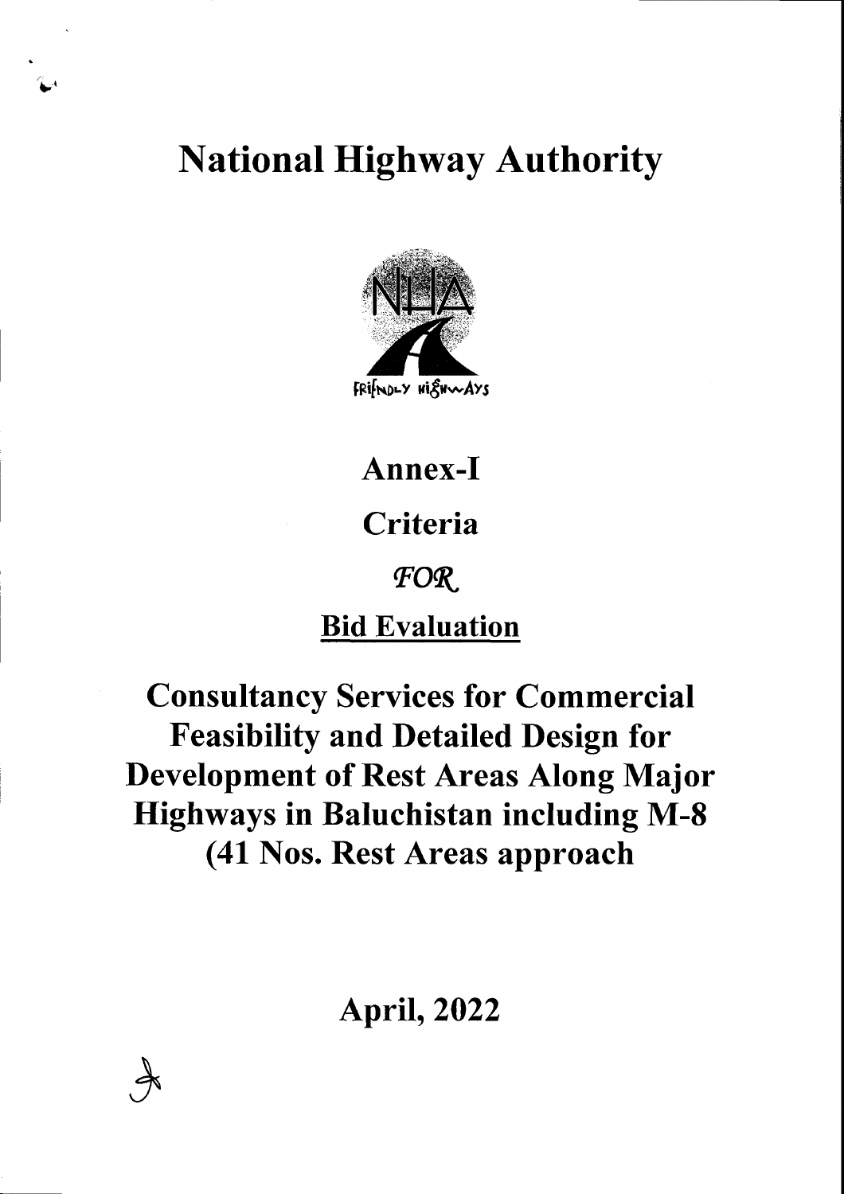# National Highway Authority

FRIENDLY HIGHWAYS

## Annex-I

## Criteria

*FOR*

## Bid Evaluation

## Consultancy Services for Commercial Feasibility and Detailed Design for Development of Rest Areas Along Major Highways in Baluchistan including M-8 (41 Nos. Rest Areas approach

## April, 2022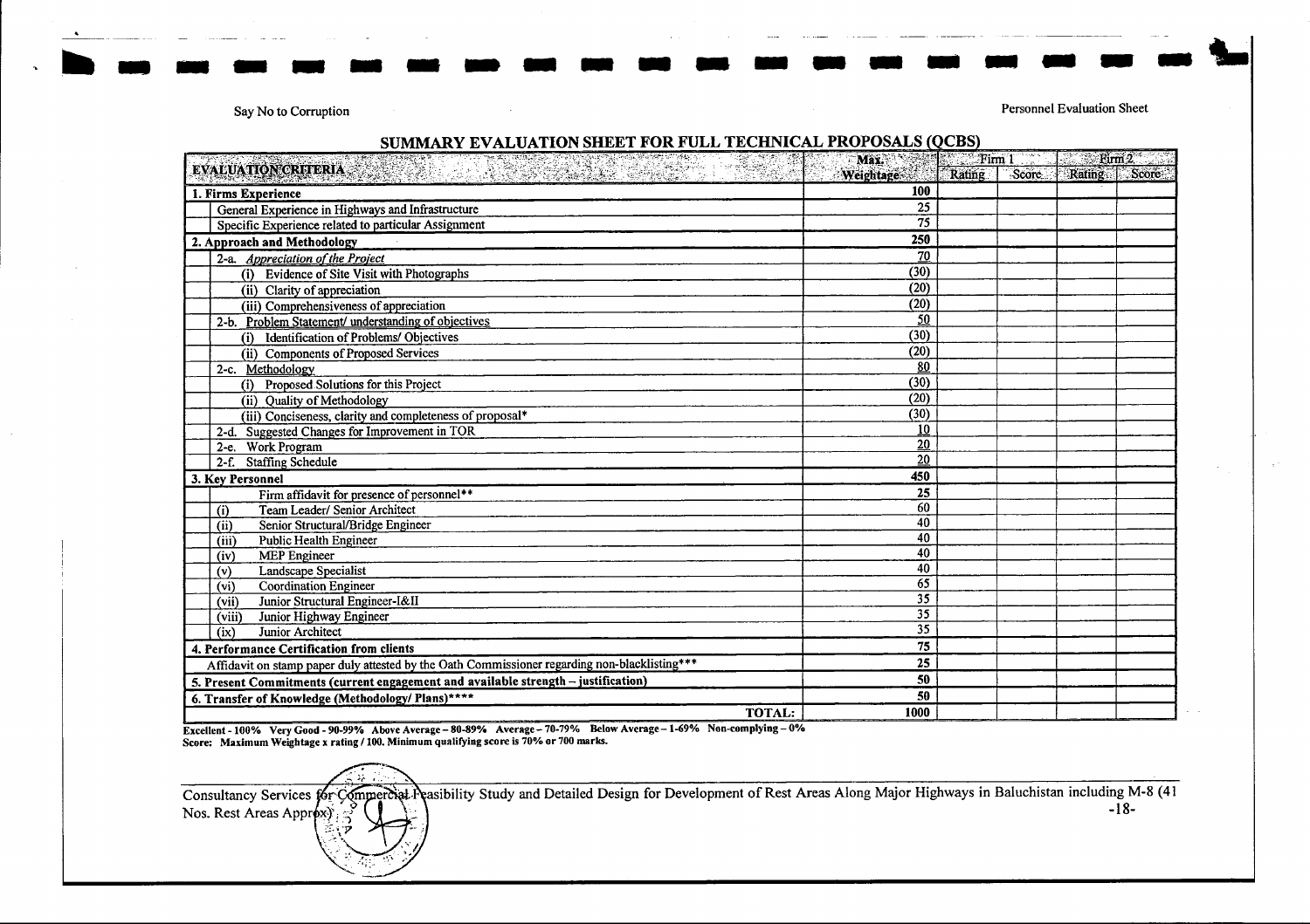Say No to Corruption

Personnel Evaluation Sheet

## SUMMARY EVALUATION SHEET FOR FULL TECHNICAL PROPOSALS (QCBS)

| EVALUATION CRITERIA | Max. Weightage | Firm 1 | | Firm 2 | |
|---|---|---|---|---|---|
| | | Rating | Score | Rating | Score |
| **1. Firms Experience** | **100** | | | | |
| General Experience in Highways and Infrastructure | 25 | | | | |
| Specific Experience related to particular Assignment | 75 | | | | |
| **2. Approach and Methodology** | **250** | | | | |
| 2-a. *Appreciation of the Project* | 70 | | | | |
| (i) Evidence of Site Visit with Photographs | (30) | | | | |
| (ii) Clarity of appreciation | (20) | | | | |
| (iii) Comprehensiveness of appreciation | (20) | | | | |
| 2-b. Problem Statement/ understanding of objectives | 50 | | | | |
| (i) Identification of Problems/ Objectives | (30) | | | | |
| (ii) Components of Proposed Services | (20) | | | | |
| 2-c. Methodology | 80 | | | | |
| (i) Proposed Solutions for this Project | (30) | | | | |
| (ii) Quality of Methodology | (20) | | | | |
| (iii) Conciseness, clarity and completeness of proposal* | (30) | | | | |
| 2-d. Suggested Changes for Improvement in TOR | 10 | | | | |
| 2-e. Work Program | 20 | | | | |
| 2-f. Staffing Schedule | 20 | | | | |
| **3. Key Personnel** | **450** | | | | |
| Firm affidavit for presence of personnel** | 25 | | | | |
| (i) Team Leader/ Senior Architect | 60 | | | | |
| (ii) Senior Structural/Bridge Engineer | 40 | | | | |
| (iii) Public Health Engineer | 40 | | | | |
| (iv) MEP Engineer | 40 | | | | |
| (v) Landscape Specialist | 40 | | | | |
| (vi) Coordination Engineer | 65 | | | | |
| (vii) Junior Structural Engineer-I&II | 35 | | | | |
| (viii) Junior Highway Engineer | 35 | | | | |
| (ix) Junior Architect | 35 | | | | |
| **4. Performance Certification from clients** | **75** | | | | |
| Affidavit on stamp paper duly attested by the Oath Commissioner regarding non-blacklisting*** | 25 | | | | |
| **5. Present Commitments (current engagement and available strength – justification)** | **50** | | | | |
| **6. Transfer of Knowledge (Methodology/ Plans)**** | **50** | | | | |
| **TOTAL:** | **1000** | | | | |

**Excellent - 100% Very Good - 90-99% Above Average – 80-89% Average – 70-79% Below Average – 1-69% Non-complying – 0%**

**Score: Maximum Weightage x rating / 100. Minimum qualifying score is 70% or 700 marks.**

Consultancy Services for Commercial Feasibility Study and Detailed Design for Development of Rest Areas Along Major Highways in Baluchistan including M-8 (41 Nos. Rest Areas Approx)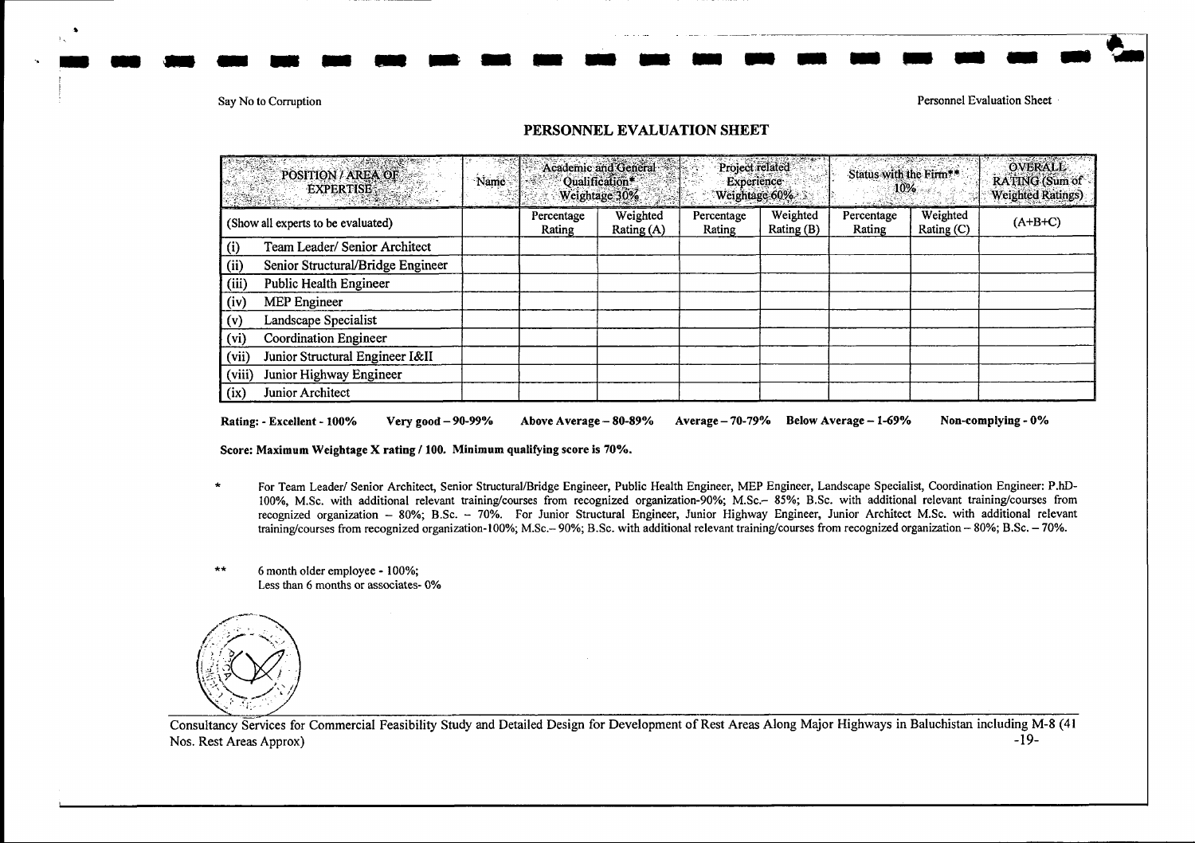## PERSONNEL EVALUATION SHEET

| POSITION / AREA OF EXPERTISE | Name | Academic and General Qualification* Weightage 30% | | Project related Experience Weightage 60% | | Status with the Firm** 10% | | OVERALL RATING (Sum of Weighted Ratings) |
|---|---|---|---|---|---|---|---|---|
| (Show all experts to be evaluated) | | Percentage Rating | Weighted Rating (A) | Percentage Rating | Weighted Rating (B) | Percentage Rating | Weighted Rating (C) | (A+B+C) |
| (i) Team Leader/ Senior Architect | | | | | | | | |
| (ii) Senior Structural/Bridge Engineer | | | | | | | | |
| (iii) Public Health Engineer | | | | | | | | |
| (iv) MEP Engineer | | | | | | | | |
| (v) Landscape Specialist | | | | | | | | |
| (vi) Coordination Engineer | | | | | | | | |
| (vii) Junior Structural Engineer I&II | | | | | | | | |
| (viii) Junior Highway Engineer | | | | | | | | |
| (ix) Junior Architect | | | | | | | | |

**Rating: - Excellent - 100% Very good – 90-99% Above Average – 80-89% Average – 70-79% Below Average – 1-69% Non-complying - 0%**

**Score: Maximum Weightage X rating / 100. Minimum qualifying score is 70%.**

\* For Team Leader/ Senior Architect, Senior Structural/Bridge Engineer, Public Health Engineer, MEP Engineer, Landscape Specialist, Coordination Engineer: P.hD-100%, M.Sc. with additional relevant training/courses from recognized organization-90%; M.Sc.– 85%; B.Sc. with additional relevant training/courses from recognized organization – 80%; B.Sc. – 70%. For Junior Structural Engineer, Junior Highway Engineer, Junior Architect M.Sc. with additional relevant training/courses from recognized organization-100%; M.Sc.– 90%; B.Sc. with additional relevant training/courses from recognized organization – 80%; B.Sc. – 70%.

\*\* 6 month older employee - 100%;
Less than 6 months or associates- 0%